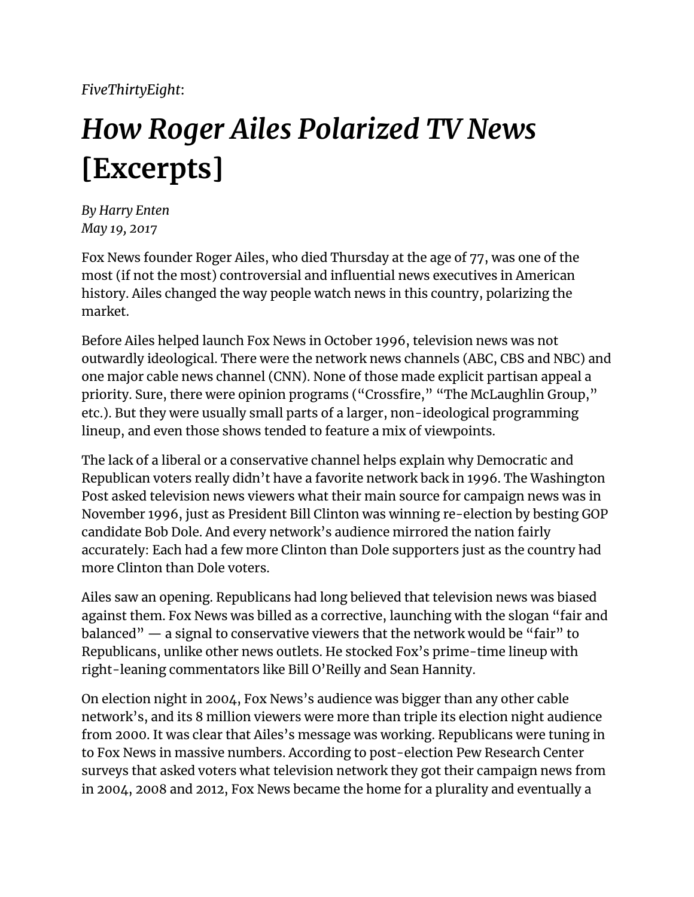*FiveThirtyEight*:

# *How Roger Ailes Polarized TV News [Excerpts]*

*By Harry Enten*
*May 19, 2017*

Fox News founder Roger Ailes, who died Thursday at the age of 77, was one of the most (if not the most) controversial and influential news executives in American history. Ailes changed the way people watch news in this country, polarizing the market.

Before Ailes helped launch Fox News in October 1996, television news was not outwardly ideological. There were the network news channels (ABC, CBS and NBC) and one major cable news channel (CNN). None of those made explicit partisan appeal a priority. Sure, there were opinion programs ("Crossfire," "The McLaughlin Group," etc.). But they were usually small parts of a larger, non-ideological programming lineup, and even those shows tended to feature a mix of viewpoints.

The lack of a liberal or a conservative channel helps explain why Democratic and Republican voters really didn't have a favorite network back in 1996. The Washington Post asked television news viewers what their main source for campaign news was in November 1996, just as President Bill Clinton was winning re-election by besting GOP candidate Bob Dole. And every network's audience mirrored the nation fairly accurately: Each had a few more Clinton than Dole supporters just as the country had more Clinton than Dole voters.

Ailes saw an opening. Republicans had long believed that television news was biased against them. Fox News was billed as a corrective, launching with the slogan "fair and balanced" — a signal to conservative viewers that the network would be "fair" to Republicans, unlike other news outlets. He stocked Fox's prime-time lineup with right-leaning commentators like Bill O'Reilly and Sean Hannity.

On election night in 2004, Fox News's audience was bigger than any other cable network's, and its 8 million viewers were more than triple its election night audience from 2000. It was clear that Ailes's message was working. Republicans were tuning in to Fox News in massive numbers. According to post-election Pew Research Center surveys that asked voters what television network they got their campaign news from in 2004, 2008 and 2012, Fox News became the home for a plurality and eventually a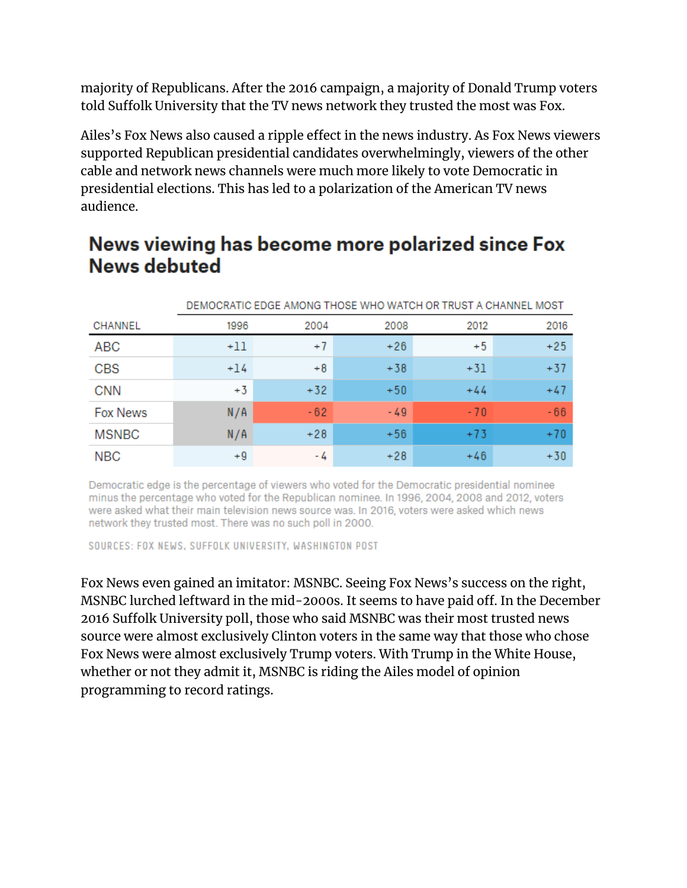majority of Republicans. After the 2016 campaign, a majority of Donald Trump voters told Suffolk University that the TV news network they trusted the most was Fox.

Ailes's Fox News also caused a ripple effect in the news industry. As Fox News viewers supported Republican presidential candidates overwhelmingly, viewers of the other cable and network news channels were much more likely to vote Democratic in presidential elections. This has led to a polarization of the American TV news audience.

## News viewing has become more polarized since Fox News debuted

| | DEMOCRATIC EDGE AMONG THOSE WHO WATCH OR TRUST A CHANNEL MOST | | | | |
|---|---|---|---|---|---|
| CHANNEL | 1996 | 2004 | 2008 | 2012 | 2016 |
| ABC | +11 | +7 | +26 | +5 | +25 |
| CBS | +14 | +8 | +38 | +31 | +37 |
| CNN | +3 | +32 | +50 | +44 | +47 |
| Fox News | N/A | -62 | -49 | -70 | -66 |
| MSNBC | N/A | +28 | +56 | +73 | +70 |
| NBC | +9 | -4 | +28 | +46 | +30 |

Democratic edge is the percentage of viewers who voted for the Democratic presidential nominee minus the percentage who voted for the Republican nominee. In 1996, 2004, 2008 and 2012, voters were asked what their main television news source was. In 2016, voters were asked which news network they trusted most. There was no such poll in 2000.

SOURCES: FOX NEWS, SUFFOLK UNIVERSITY, WASHINGTON POST

Fox News even gained an imitator: MSNBC. Seeing Fox News's success on the right, MSNBC lurched leftward in the mid-2000s. It seems to have paid off. In the December 2016 Suffolk University poll, those who said MSNBC was their most trusted news source were almost exclusively Clinton voters in the same way that those who chose Fox News were almost exclusively Trump voters. With Trump in the White House, whether or not they admit it, MSNBC is riding the Ailes model of opinion programming to record ratings.